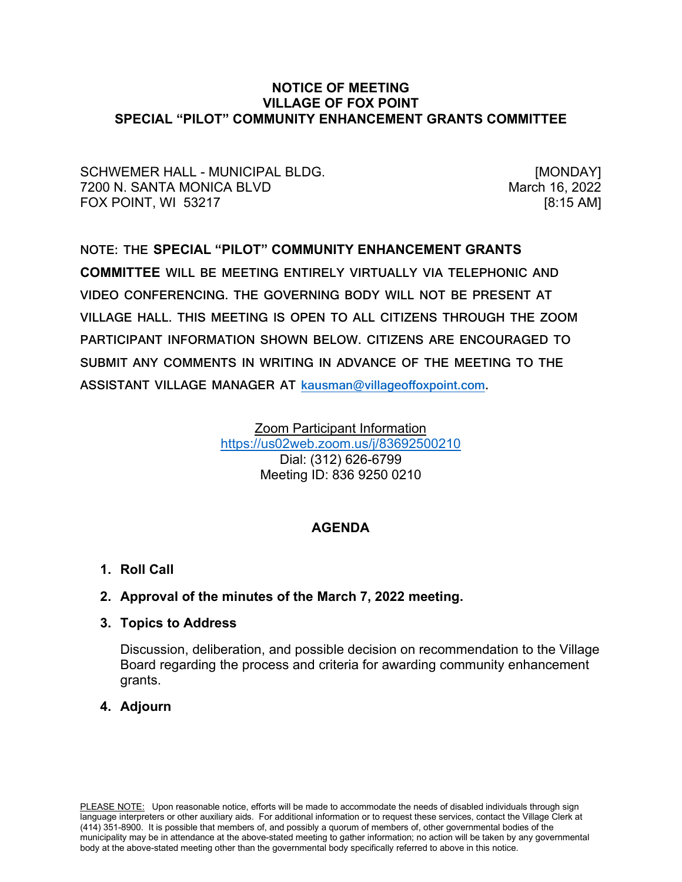# NOTICE OF MEETING
# VILLAGE OF FOX POINT
# SPECIAL "PILOT" COMMUNITY ENHANCEMENT GRANTS COMMITTEE

SCHWEMER HALL - MUNICIPAL BLDG.
7200 N. SANTA MONICA BLVD
FOX POINT, WI 53217

[MONDAY]
March 16, 2022
[8:15 AM]

NOTE: THE **SPECIAL "PILOT" COMMUNITY ENHANCEMENT GRANTS COMMITTEE** WILL BE MEETING ENTIRELY VIRTUALLY VIA TELEPHONIC AND VIDEO CONFERENCING. THE GOVERNING BODY WILL NOT BE PRESENT AT VILLAGE HALL. THIS MEETING IS OPEN TO ALL CITIZENS THROUGH THE ZOOM PARTICIPANT INFORMATION SHOWN BELOW. CITIZENS ARE ENCOURAGED TO SUBMIT ANY COMMENTS IN WRITING IN ADVANCE OF THE MEETING TO THE ASSISTANT VILLAGE MANAGER AT kausman@villageoffoxpoint.com.

Zoom Participant Information
https://us02web.zoom.us/j/83692500210
Dial: (312) 626-6799
Meeting ID: 836 9250 0210

## AGENDA

1. **Roll Call**
2. **Approval of the minutes of the March 7, 2022 meeting.**
3. **Topics to Address**

   Discussion, deliberation, and possible decision on recommendation to the Village Board regarding the process and criteria for awarding community enhancement grants.

4. **Adjourn**

PLEASE NOTE: Upon reasonable notice, efforts will be made to accommodate the needs of disabled individuals through sign language interpreters or other auxiliary aids. For additional information or to request these services, contact the Village Clerk at (414) 351-8900. It is possible that members of, and possibly a quorum of members of, other governmental bodies of the municipality may be in attendance at the above-stated meeting to gather information; no action will be taken by any governmental body at the above-stated meeting other than the governmental body specifically referred to above in this notice.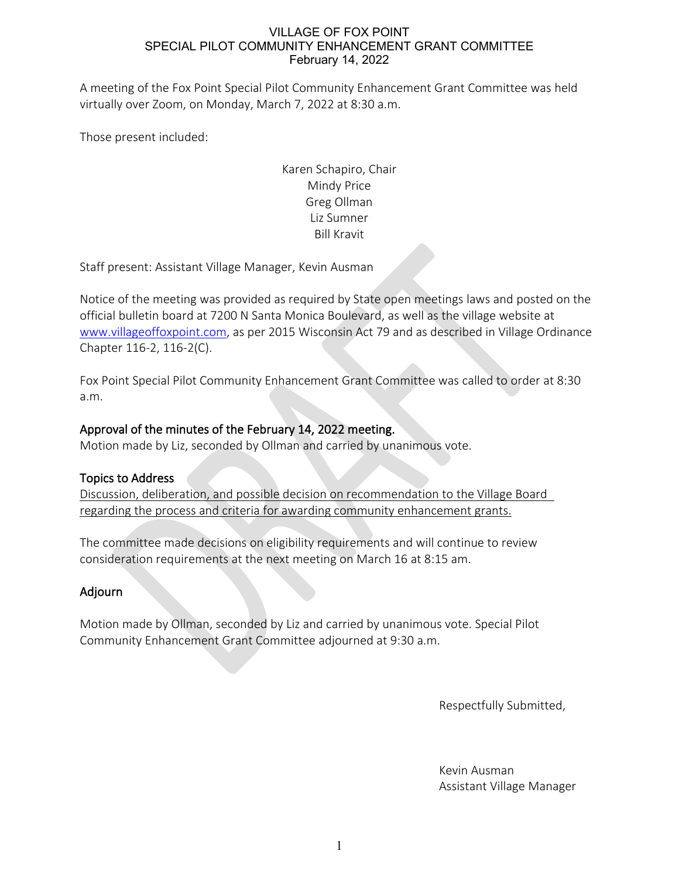VILLAGE OF FOX POINT
SPECIAL PILOT COMMUNITY ENHANCEMENT GRANT COMMITTEE
February 14, 2022

A meeting of the Fox Point Special Pilot Community Enhancement Grant Committee was held virtually over Zoom, on Monday, March 7, 2022 at 8:30 a.m.

Those present included:

Karen Schapiro, Chair
Mindy Price
Greg Ollman
Liz Sumner
Bill Kravit

Staff present: Assistant Village Manager, Kevin Ausman

Notice of the meeting was provided as required by State open meetings laws and posted on the official bulletin board at 7200 N Santa Monica Boulevard, as well as the village website at www.villageoffoxpoint.com, as per 2015 Wisconsin Act 79 and as described in Village Ordinance Chapter 116-2, 116-2(C).

Fox Point Special Pilot Community Enhancement Grant Committee was called to order at 8:30 a.m.

## Approval of the minutes of the February 14, 2022 meeting.

Motion made by Liz, seconded by Ollman and carried by unanimous vote.

## Topics to Address

Discussion, deliberation, and possible decision on recommendation to the Village Board regarding the process and criteria for awarding community enhancement grants.

The committee made decisions on eligibility requirements and will continue to review consideration requirements at the next meeting on March 16 at 8:15 am.

## Adjourn

Motion made by Ollman, seconded by Liz and carried by unanimous vote. Special Pilot Community Enhancement Grant Committee adjourned at 9:30 a.m.

Respectfully Submitted,

Kevin Ausman
Assistant Village Manager